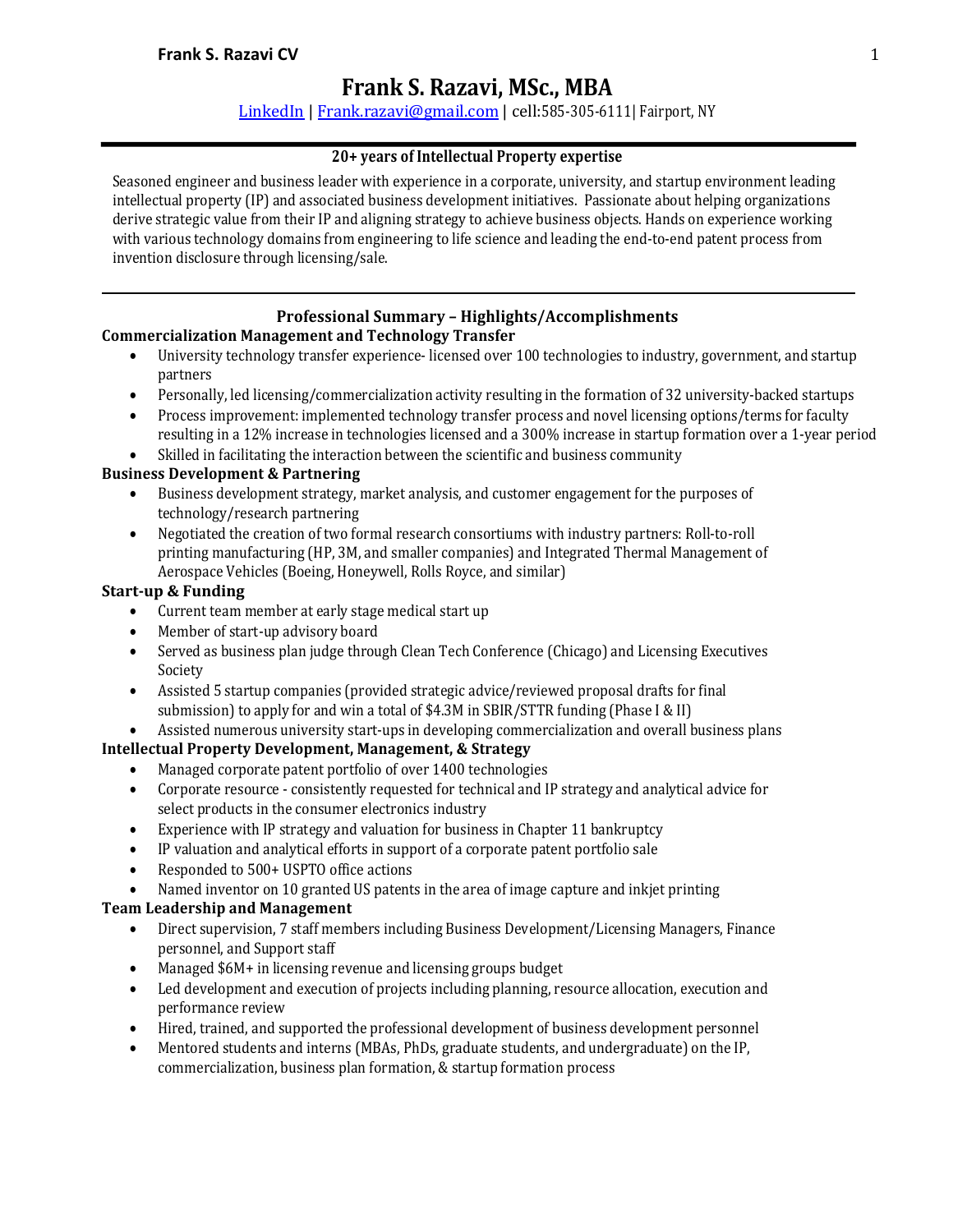# Frank S. Razavi, MSc., MBA

[LinkedIn](LinkedIn) | [Frank.razavi@gmail.com](mailto:Frank.razavi@gmail.com) | cell:585-305-6111| Fairport, NY

---

### 20+ years of Intellectual Property expertise

Seasoned engineer and business leader with experience in a corporate, university, and startup environment leading intellectual property (IP) and associated business development initiatives. Passionate about helping organizations derive strategic value from their IP and aligning strategy to achieve business objects. Hands on experience working with various technology domains from engineering to life science and leading the end-to-end patent process from invention disclosure through licensing/sale.

---

## Professional Summary – Highlights/Accomplishments

**Commercialization Management and Technology Transfer**

- University technology transfer experience- licensed over 100 technologies to industry, government, and startup partners
- Personally, led licensing/commercialization activity resulting in the formation of 32 university-backed startups
- Process improvement: implemented technology transfer process and novel licensing options/terms for faculty resulting in a 12% increase in technologies licensed and a 300% increase in startup formation over a 1-year period
- Skilled in facilitating the interaction between the scientific and business community

**Business Development & Partnering**

- Business development strategy, market analysis, and customer engagement for the purposes of technology/research partnering
- Negotiated the creation of two formal research consortiums with industry partners: Roll-to-roll printing manufacturing (HP, 3M, and smaller companies) and Integrated Thermal Management of Aerospace Vehicles (Boeing, Honeywell, Rolls Royce, and similar)

**Start-up & Funding**

- Current team member at early stage medical start up
- Member of start-up advisory board
- Served as business plan judge through Clean Tech Conference (Chicago) and Licensing Executives Society
- Assisted 5 startup companies (provided strategic advice/reviewed proposal drafts for final submission) to apply for and win a total of $4.3M in SBIR/STTR funding (Phase I & II)
- Assisted numerous university start-ups in developing commercialization and overall business plans

**Intellectual Property Development, Management, & Strategy**

- Managed corporate patent portfolio of over 1400 technologies
- Corporate resource - consistently requested for technical and IP strategy and analytical advice for select products in the consumer electronics industry
- Experience with IP strategy and valuation for business in Chapter 11 bankruptcy
- IP valuation and analytical efforts in support of a corporate patent portfolio sale
- Responded to 500+ USPTO office actions
- Named inventor on 10 granted US patents in the area of image capture and inkjet printing

**Team Leadership and Management**

- Direct supervision, 7 staff members including Business Development/Licensing Managers, Finance personnel, and Support staff
- Managed $6M+ in licensing revenue and licensing groups budget
- Led development and execution of projects including planning, resource allocation, execution and performance review
- Hired, trained, and supported the professional development of business development personnel
- Mentored students and interns (MBAs, PhDs, graduate students, and undergraduate) on the IP, commercialization, business plan formation, & startup formation process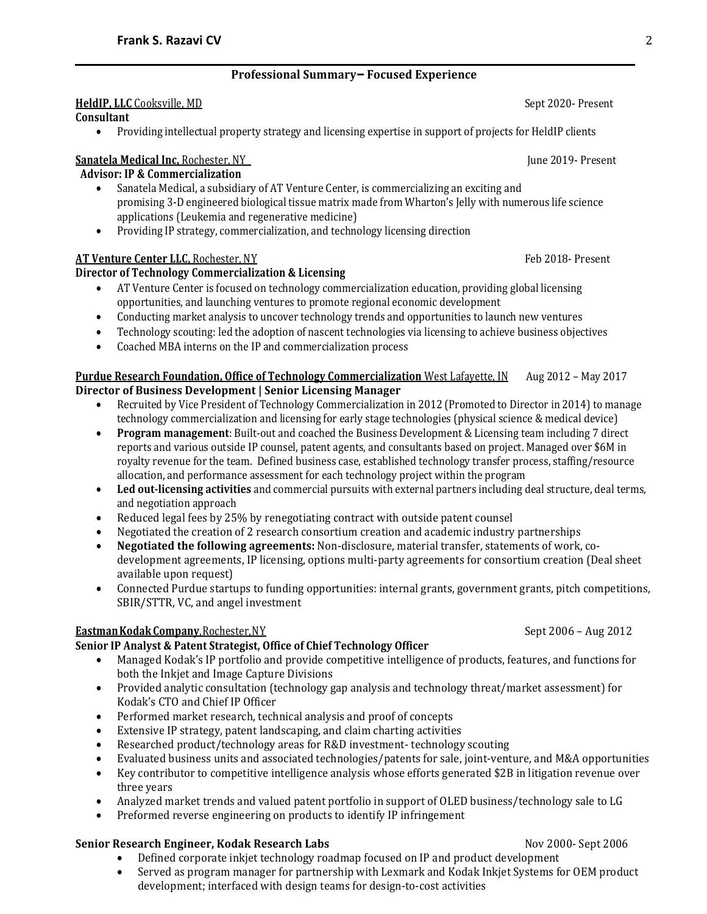## Professional Summary– Focused Experience

**HeldIP, LLC** Cooksville, MD — Sept 2020- Present

**Consultant**

- Providing intellectual property strategy and licensing expertise in support of projects for HeldIP clients

**Sanatela Medical Inc,** Rochester, NY — June 2019- Present

**Advisor: IP & Commercialization**

- Sanatela Medical, a subsidiary of AT Venture Center, is commercializing an exciting and promising 3-D engineered biological tissue matrix made from Wharton's Jelly with numerous life science applications (Leukemia and regenerative medicine)
- Providing IP strategy, commercialization, and technology licensing direction

**AT Venture Center LLC,** Rochester, NY — Feb 2018- Present

**Director of Technology Commercialization & Licensing**

- AT Venture Center is focused on technology commercialization education, providing global licensing opportunities, and launching ventures to promote regional economic development
- Conducting market analysis to uncover technology trends and opportunities to launch new ventures
- Technology scouting: led the adoption of nascent technologies via licensing to achieve business objectives
- Coached MBA interns on the IP and commercialization process

**Purdue Research Foundation, Office of Technology Commercialization** West Lafayette, IN — Aug 2012 – May 2017

**Director of Business Development | Senior Licensing Manager**

- Recruited by Vice President of Technology Commercialization in 2012 (Promoted to Director in 2014) to manage technology commercialization and licensing for early stage technologies (physical science & medical device)
- **Program management**: Built-out and coached the Business Development & Licensing team including 7 direct reports and various outside IP counsel, patent agents, and consultants based on project. Managed over $6M in royalty revenue for the team. Defined business case, established technology transfer process, staffing/resource allocation, and performance assessment for each technology project within the program
- **Led out-licensing activities** and commercial pursuits with external partners including deal structure, deal terms, and negotiation approach
- Reduced legal fees by 25% by renegotiating contract with outside patent counsel
- Negotiated the creation of 2 research consortium creation and academic industry partnerships
- **Negotiated the following agreements:** Non-disclosure, material transfer, statements of work, co-development agreements, IP licensing, options multi-party agreements for consortium creation (Deal sheet available upon request)
- Connected Purdue startups to funding opportunities: internal grants, government grants, pitch competitions, SBIR/STTR, VC, and angel investment

**Eastman Kodak Company**, Rochester, NY — Sept 2006 – Aug 2012

**Senior IP Analyst & Patent Strategist, Office of Chief Technology Officer**

- Managed Kodak's IP portfolio and provide competitive intelligence of products, features, and functions for both the Inkjet and Image Capture Divisions
- Provided analytic consultation (technology gap analysis and technology threat/market assessment) for Kodak's CTO and Chief IP Officer
- Performed market research, technical analysis and proof of concepts
- Extensive IP strategy, patent landscaping, and claim charting activities
- Researched product/technology areas for R&D investment- technology scouting
- Evaluated business units and associated technologies/patents for sale, joint-venture, and M&A opportunities
- Key contributor to competitive intelligence analysis whose efforts generated $2B in litigation revenue over three years
- Analyzed market trends and valued patent portfolio in support of OLED business/technology sale to LG
- Preformed reverse engineering on products to identify IP infringement

**Senior Research Engineer, Kodak Research Labs** — Nov 2000- Sept 2006

- Defined corporate inkjet technology roadmap focused on IP and product development
- Served as program manager for partnership with Lexmark and Kodak Inkjet Systems for OEM product development; interfaced with design teams for design-to-cost activities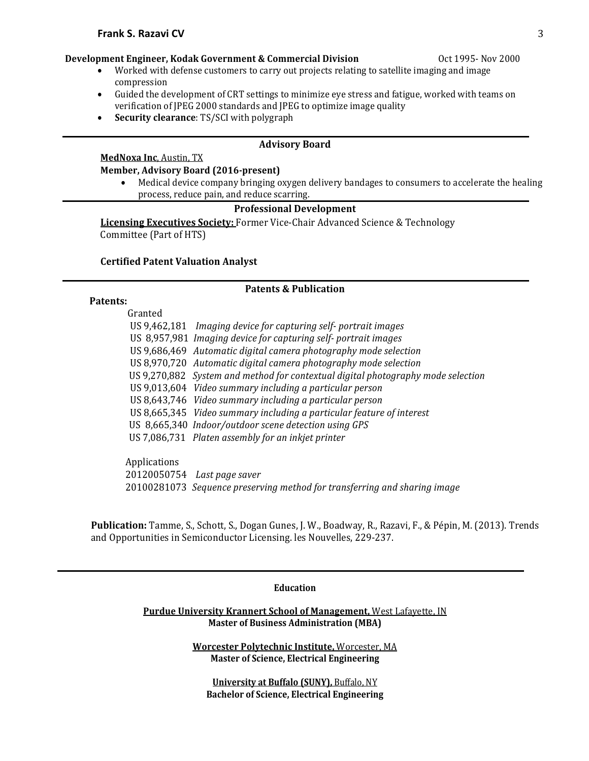**Development Engineer, Kodak Government & Commercial Division** Oct 1995- Nov 2000

- Worked with defense customers to carry out projects relating to satellite imaging and image compression
- Guided the development of CRT settings to minimize eye stress and fatigue, worked with teams on verification of JPEG 2000 standards and JPEG to optimize image quality
- **Security clearance**: TS/SCI with polygraph

## Advisory Board

**MedNoxa Inc**, Austin, TX

**Member, Advisory Board (2016-present)**

- Medical device company bringing oxygen delivery bandages to consumers to accelerate the healing process, reduce pain, and reduce scarring.

## Professional Development

**Licensing Executives Society:** Former Vice-Chair Advanced Science & Technology Committee (Part of HTS)

**Certified Patent Valuation Analyst**

## Patents & Publication

**Patents:**

Granted

US 9,462,181 *Imaging device for capturing self- portrait images*
US 8,957,981 *Imaging device for capturing self- portrait images*
US 9,686,469 *Automatic digital camera photography mode selection*
US 8,970,720 *Automatic digital camera photography mode selection*
US 9,270,882 *System and method for contextual digital photography mode selection*
US 9,013,604 *Video summary including a particular person*
US 8,643,746 *Video summary including a particular person*
US 8,665,345 *Video summary including a particular feature of interest*
US 8,665,340 *Indoor/outdoor scene detection using GPS*
US 7,086,731 *Platen assembly for an inkjet printer*

Applications

20120050754 *Last page saver*
20100281073 *Sequence preserving method for transferring and sharing image*

**Publication:** Tamme, S., Schott, S., Dogan Gunes, J. W., Boadway, R., Razavi, F., & Pépin, M. (2013). Trends and Opportunities in Semiconductor Licensing. les Nouvelles, 229-237.

## Education

**Purdue University Krannert School of Management,** West Lafayette, IN
**Master of Business Administration (MBA)**

**Worcester Polytechnic Institute,** Worcester, MA
**Master of Science, Electrical Engineering**

**University at Buffalo (SUNY),** Buffalo, NY
**Bachelor of Science, Electrical Engineering**